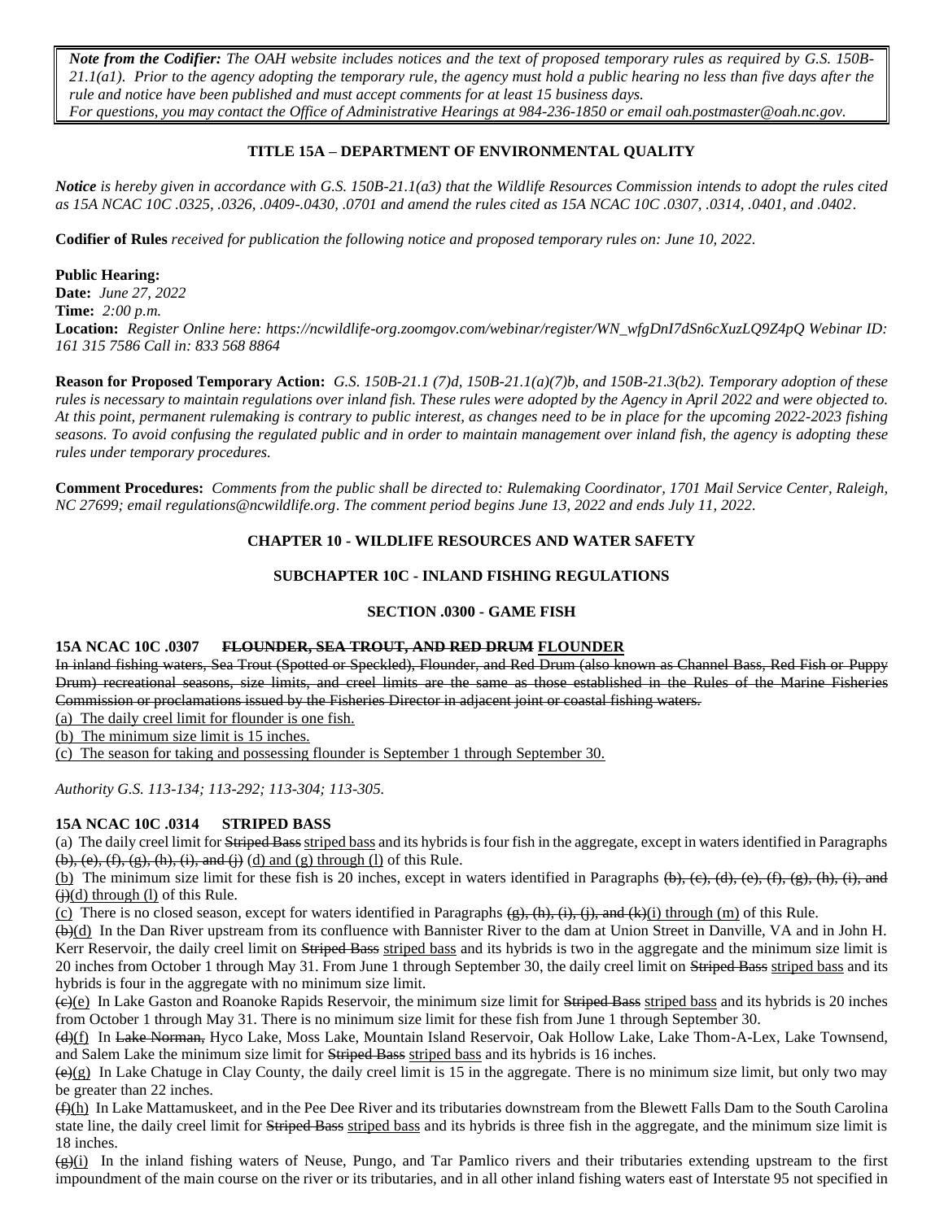> ***Note from the Codifier:*** *The OAH website includes notices and the text of proposed temporary rules as required by G.S. 150B-21.1(a1). Prior to the agency adopting the temporary rule, the agency must hold a public hearing no less than five days after the rule and notice have been published and must accept comments for at least 15 business days.*
> *For questions, you may contact the Office of Administrative Hearings at 984-236-1850 or email oah.postmaster@oah.nc.gov.*

## TITLE 15A – DEPARTMENT OF ENVIRONMENTAL QUALITY

***Notice*** *is hereby given in accordance with G.S. 150B-21.1(a3) that the Wildlife Resources Commission intends to adopt the rules cited as 15A NCAC 10C .0325, .0326, .0409-.0430, .0701 and amend the rules cited as 15A NCAC 10C .0307, .0314, .0401, and .0402.*

**Codifier of Rules** *received for publication the following notice and proposed temporary rules on: June 10, 2022.*

**Public Hearing:**
**Date:** *June 27, 2022*
**Time:** *2:00 p.m.*
**Location:** *Register Online here: https://ncwildlife-org.zoomgov.com/webinar/register/WN_wfgDnI7dSn6cXuzLQ9Z4pQ Webinar ID: 161 315 7586 Call in: 833 568 8864*

**Reason for Proposed Temporary Action:** *G.S. 150B-21.1 (7)d, 150B-21.1(a)(7)b, and 150B-21.3(b2). Temporary adoption of these rules is necessary to maintain regulations over inland fish. These rules were adopted by the Agency in April 2022 and were objected to. At this point, permanent rulemaking is contrary to public interest, as changes need to be in place for the upcoming 2022-2023 fishing seasons. To avoid confusing the regulated public and in order to maintain management over inland fish, the agency is adopting these rules under temporary procedures.*

**Comment Procedures:** *Comments from the public shall be directed to: Rulemaking Coordinator, 1701 Mail Service Center, Raleigh, NC 27699; email regulations@ncwildlife.org. The comment period begins June 13, 2022 and ends July 11, 2022.*

## CHAPTER 10 - WILDLIFE RESOURCES AND WATER SAFETY

### SUBCHAPTER 10C - INLAND FISHING REGULATIONS

#### SECTION .0300 - GAME FISH

**15A NCAC 10C .0307 ~~FLOUNDER, SEA TROUT, AND RED DRUM~~ <u>FLOUNDER</u>**

~~In inland fishing waters, Sea Trout (Spotted or Speckled), Flounder, and Red Drum (also known as Channel Bass, Red Fish or Puppy Drum) recreational seasons, size limits, and creel limits are the same as those established in the Rules of the Marine Fisheries Commission or proclamations issued by the Fisheries Director in adjacent joint or coastal fishing waters.~~

<u>(a) The daily creel limit for flounder is one fish.</u>
<u>(b) The minimum size limit is 15 inches.</u>
<u>(c) The season for taking and possessing flounder is September 1 through September 30.</u>

*Authority G.S. 113-134; 113-292; 113-304; 113-305.*

**15A NCAC 10C .0314 STRIPED BASS**

(a) The daily creel limit for ~~Striped Bass~~ <u>striped bass</u> and its hybrids is four fish in the aggregate, except in waters identified in Paragraphs ~~(b), (c), (f), (g), (h), (i), and (j)~~ <u>(d) and (g) through (l)</u> of this Rule.

<u>(b)</u> The minimum size limit for these fish is 20 inches, except in waters identified in Paragraphs ~~(b), (c), (d), (e), (f), (g), (h), (i), and (j)~~<u>(d) through (l)</u> of this Rule.

<u>(c)</u> There is no closed season, except for waters identified in Paragraphs ~~(g), (h), (i), (j), and (k)~~<u>(i) through (m)</u> of this Rule.

~~(b)~~<u>(d)</u> In the Dan River upstream from its confluence with Bannister River to the dam at Union Street in Danville, VA and in John H. Kerr Reservoir, the daily creel limit on ~~Striped Bass~~ <u>striped bass</u> and its hybrids is two in the aggregate and the minimum size limit is 20 inches from October 1 through May 31. From June 1 through September 30, the daily creel limit on ~~Striped Bass~~ <u>striped bass</u> and its hybrids is four in the aggregate with no minimum size limit.

~~(c)~~<u>(e)</u> In Lake Gaston and Roanoke Rapids Reservoir, the minimum size limit for ~~Striped Bass~~ <u>striped bass</u> and its hybrids is 20 inches from October 1 through May 31. There is no minimum size limit for these fish from June 1 through September 30.

~~(d)~~<u>(f)</u> In ~~Lake Norman,~~ Hyco Lake, Moss Lake, Mountain Island Reservoir, Oak Hollow Lake, Lake Thom-A-Lex, Lake Townsend, and Salem Lake the minimum size limit for ~~Striped Bass~~ <u>striped bass</u> and its hybrids is 16 inches.

~~(e)~~<u>(g)</u> In Lake Chatuge in Clay County, the daily creel limit is 15 in the aggregate. There is no minimum size limit, but only two may be greater than 22 inches.

~~(f)~~<u>(h)</u> In Lake Mattamuskeet, and in the Pee Dee River and its tributaries downstream from the Blewett Falls Dam to the South Carolina state line, the daily creel limit for ~~Striped Bass~~ <u>striped bass</u> and its hybrids is three fish in the aggregate, and the minimum size limit is 18 inches.

~~(g)~~<u>(i)</u> In the inland fishing waters of Neuse, Pungo, and Tar Pamlico rivers and their tributaries extending upstream to the first impoundment of the main course on the river or its tributaries, and in all other inland fishing waters east of Interstate 95 not specified in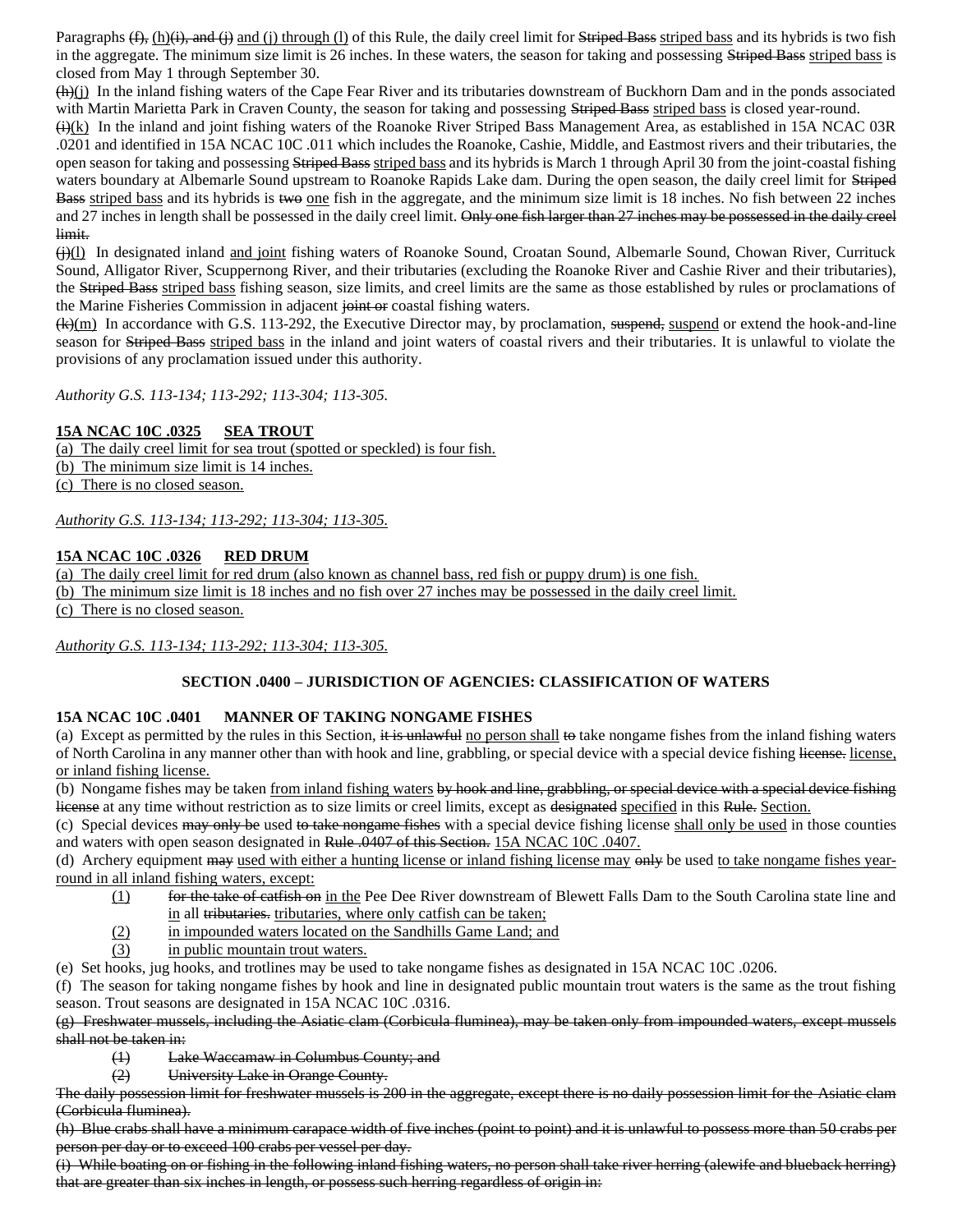Paragraphs ~~(f),~~ <u>(h)</u>~~(i), and (j)~~ <u>and (j) through (l)</u> of this Rule, the daily creel limit for ~~Striped Bass~~ <u>striped bass</u> and its hybrids is two fish in the aggregate. The minimum size limit is 26 inches. In these waters, the season for taking and possessing ~~Striped Bass~~ <u>striped bass</u> is closed from May 1 through September 30.

~~(h)~~<u>(j)</u> In the inland fishing waters of the Cape Fear River and its tributaries downstream of Buckhorn Dam and in the ponds associated with Martin Marietta Park in Craven County, the season for taking and possessing ~~Striped Bass~~ <u>striped bass</u> is closed year-round.

~~(i)~~<u>(k)</u> In the inland and joint fishing waters of the Roanoke River Striped Bass Management Area, as established in 15A NCAC 03R .0201 and identified in 15A NCAC 10C .011 which includes the Roanoke, Cashie, Middle, and Eastmost rivers and their tributaries, the open season for taking and possessing ~~Striped Bass~~ <u>striped bass</u> and its hybrids is March 1 through April 30 from the joint-coastal fishing waters boundary at Albemarle Sound upstream to Roanoke Rapids Lake dam. During the open season, the daily creel limit for ~~Striped Bass~~ <u>striped bass</u> and its hybrids is ~~two~~ <u>one</u> fish in the aggregate, and the minimum size limit is 18 inches. No fish between 22 inches and 27 inches in length shall be possessed in the daily creel limit. ~~Only one fish larger than 27 inches may be possessed in the daily creel limit.~~

~~(j)~~<u>(l)</u> In designated inland <u>and joint</u> fishing waters of Roanoke Sound, Croatan Sound, Albemarle Sound, Chowan River, Currituck Sound, Alligator River, Scuppernong River, and their tributaries (excluding the Roanoke River and Cashie River and their tributaries), the ~~Striped Bass~~ <u>striped bass</u> fishing season, size limits, and creel limits are the same as those established by rules or proclamations of the Marine Fisheries Commission in adjacent ~~joint or~~ coastal fishing waters.

~~(k)~~<u>(m)</u> In accordance with G.S. 113-292, the Executive Director may, by proclamation, ~~suspend,~~ <u>suspend</u> or extend the hook-and-line season for ~~Striped Bass~~ <u>striped bass</u> in the inland and joint waters of coastal rivers and their tributaries. It is unlawful to violate the provisions of any proclamation issued under this authority.

*Authority G.S. 113-134; 113-292; 113-304; 113-305.*

**<u>15A NCAC 10C .0325 SEA TROUT</u>**

<u>(a) The daily creel limit for sea trout (spotted or speckled) is four fish.</u>

<u>(b) The minimum size limit is 14 inches.</u>

<u>(c) There is no closed season.</u>

*<u>Authority G.S. 113-134; 113-292; 113-304; 113-305.</u>*

**<u>15A NCAC 10C .0326 RED DRUM</u>**

<u>(a) The daily creel limit for red drum (also known as channel bass, red fish or puppy drum) is one fish.</u>

<u>(b) The minimum size limit is 18 inches and no fish over 27 inches may be possessed in the daily creel limit.</u>

<u>(c) There is no closed season.</u>

*<u>Authority G.S. 113-134; 113-292; 113-304; 113-305.</u>*

## SECTION .0400 – JURISDICTION OF AGENCIES: CLASSIFICATION OF WATERS

**15A NCAC 10C .0401 MANNER OF TAKING NONGAME FISHES**

(a) Except as permitted by the rules in this Section, ~~it is unlawful~~ <u>no person shall</u> ~~to~~ take nongame fishes from the inland fishing waters of North Carolina in any manner other than with hook and line, grabbling, or special device with a special device fishing ~~license.~~ <u>license, or inland fishing license.</u>

(b) Nongame fishes may be taken <u>from inland fishing waters</u> ~~by hook and line, grabbling, or special device with a special device fishing license~~ at any time without restriction as to size limits or creel limits, except as ~~designated~~ <u>specified</u> in this ~~Rule.~~ <u>Section.</u>

(c) Special devices ~~may only be~~ used ~~to take nongame fishes~~ with a special device fishing license <u>shall only be used</u> in those counties and waters with open season designated in ~~Rule .0407 of this Section.~~ <u>15A NCAC 10C .0407.</u>

(d) Archery equipment ~~may~~ <u>used with either a hunting license or inland fishing license may</u> ~~only~~ be used <u>to take nongame fishes year-round in all inland fishing waters, except:</u>

- <u>(1)</u> ~~for the take of catfish on~~ <u>in the</u> Pee Dee River downstream of Blewett Falls Dam to the South Carolina state line and <u>in</u> all ~~tributaries.~~ <u>tributaries, where only catfish can be taken;</u>
- <u>(2)</u> <u>in impounded waters located on the Sandhills Game Land; and</u>
- <u>(3)</u> <u>in public mountain trout waters.</u>

(e) Set hooks, jug hooks, and trotlines may be used to take nongame fishes as designated in 15A NCAC 10C .0206.

(f) The season for taking nongame fishes by hook and line in designated public mountain trout waters is the same as the trout fishing season. Trout seasons are designated in 15A NCAC 10C .0316.

~~(g) Freshwater mussels, including the Asiatic clam (Corbicula fluminea), may be taken only from impounded waters, except mussels shall not be taken in:~~

- ~~(1) Lake Waccamaw in Columbus County; and~~
- ~~(2) University Lake in Orange County.~~

~~The daily possession limit for freshwater mussels is 200 in the aggregate, except there is no daily possession limit for the Asiatic clam (Corbicula fluminea).~~

~~(h) Blue crabs shall have a minimum carapace width of five inches (point to point) and it is unlawful to possess more than 50 crabs per person per day or to exceed 100 crabs per vessel per day.~~

~~(i) While boating on or fishing in the following inland fishing waters, no person shall take river herring (alewife and blueback herring) that are greater than six inches in length, or possess such herring regardless of origin in:~~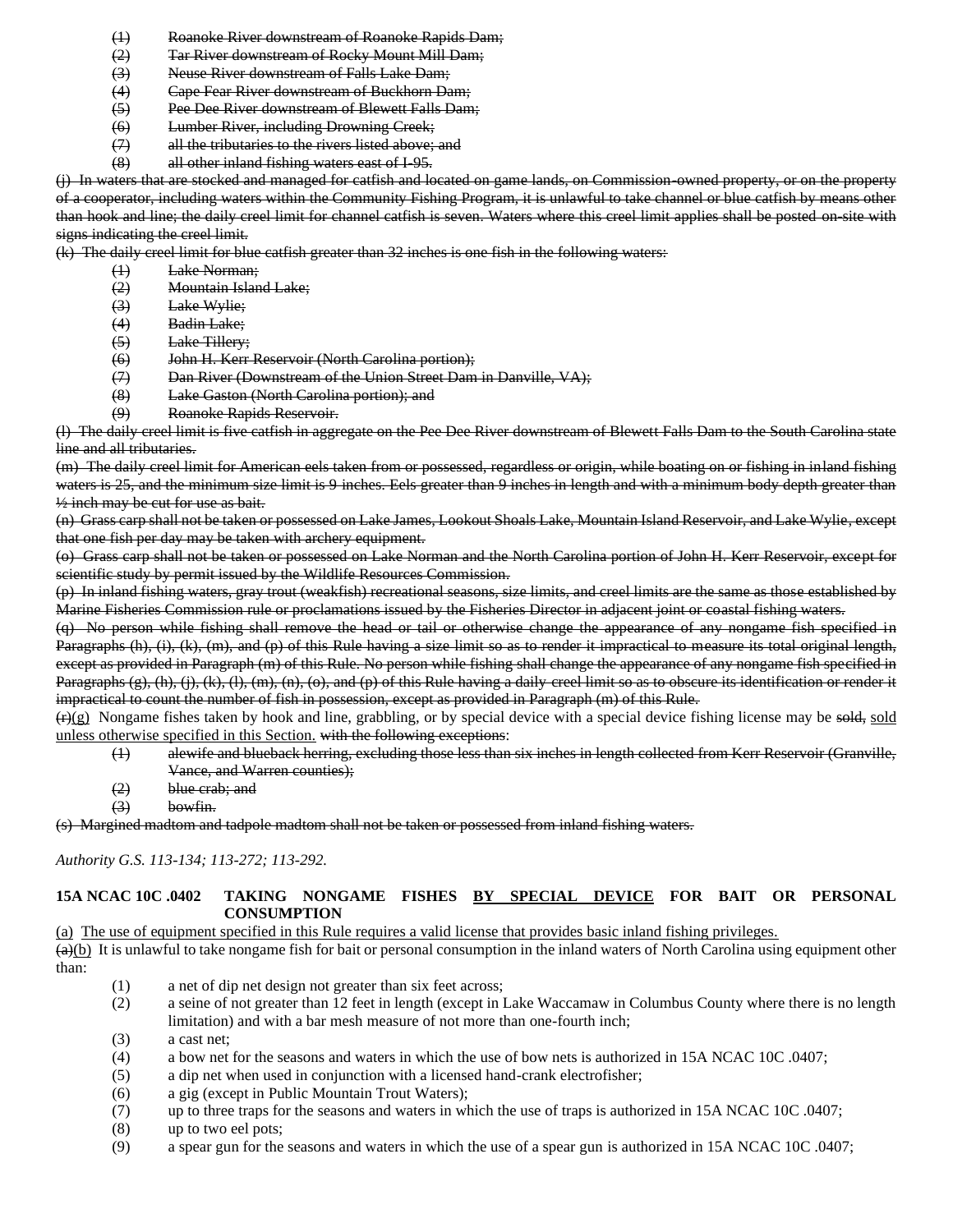~~(1) Roanoke River downstream of Roanoke Rapids Dam;~~
~~(2) Tar River downstream of Rocky Mount Mill Dam;~~
~~(3) Neuse River downstream of Falls Lake Dam;~~
~~(4) Cape Fear River downstream of Buckhorn Dam;~~
~~(5) Pee Dee River downstream of Blewett Falls Dam;~~
~~(6) Lumber River, including Drowning Creek;~~
~~(7) all the tributaries to the rivers listed above; and~~
~~(8) all other inland fishing waters east of I-95.~~

~~(j) In waters that are stocked and managed for catfish and located on game lands, on Commission-owned property, or on the property of a cooperator, including waters within the Community Fishing Program, it is unlawful to take channel or blue catfish by means other than hook and line; the daily creel limit for channel catfish is seven. Waters where this creel limit applies shall be posted on-site with signs indicating the creel limit.~~

~~(k) The daily creel limit for blue catfish greater than 32 inches is one fish in the following waters:~~
~~(1) Lake Norman;~~
~~(2) Mountain Island Lake;~~
~~(3) Lake Wylie;~~
~~(4) Badin Lake;~~
~~(5) Lake Tillery;~~
~~(6) John H. Kerr Reservoir (North Carolina portion);~~
~~(7) Dan River (Downstream of the Union Street Dam in Danville, VA);~~
~~(8) Lake Gaston (North Carolina portion); and~~
~~(9) Roanoke Rapids Reservoir.~~

~~(l) The daily creel limit is five catfish in aggregate on the Pee Dee River downstream of Blewett Falls Dam to the South Carolina state line and all tributaries.~~

~~(m) The daily creel limit for American eels taken from or possessed, regardless or origin, while boating on or fishing in inland fishing waters is 25, and the minimum size limit is 9 inches. Eels greater than 9 inches in length and with a minimum body depth greater than ½ inch may be cut for use as bait.~~

~~(n) Grass carp shall not be taken or possessed on Lake James, Lookout Shoals Lake, Mountain Island Reservoir, and Lake Wylie, except that one fish per day may be taken with archery equipment.~~

~~(o) Grass carp shall not be taken or possessed on Lake Norman and the North Carolina portion of John H. Kerr Reservoir, except for scientific study by permit issued by the Wildlife Resources Commission.~~

~~(p) In inland fishing waters, gray trout (weakfish) recreational seasons, size limits, and creel limits are the same as those established by Marine Fisheries Commission rule or proclamations issued by the Fisheries Director in adjacent joint or coastal fishing waters.~~

~~(q) No person while fishing shall remove the head or tail or otherwise change the appearance of any nongame fish specified in Paragraphs (h), (i), (k), (m), and (p) of this Rule having a size limit so as to render it impractical to measure its total original length, except as provided in Paragraph (m) of this Rule. No person while fishing shall change the appearance of any nongame fish specified in Paragraphs (g), (h), (j), (k), (l), (m), (n), (o), and (p) of this Rule having a daily creel limit so as to obscure its identification or render it impractical to count the number of fish in possession, except as provided in Paragraph (m) of this Rule.~~

~~(r)~~<u>(g)</u> Nongame fishes taken by hook and line, grabbling, or by special device with a special device fishing license may be ~~sold,~~ <u>sold unless otherwise specified in this Section.</u> ~~with the following exceptions~~:
~~(1) alewife and blueback herring, excluding those less than six inches in length collected from Kerr Reservoir (Granville, Vance, and Warren counties);~~
~~(2) blue crab; and~~
~~(3) bowfin.~~

~~(s) Margined madtom and tadpole madtom shall not be taken or possessed from inland fishing waters.~~

*Authority G.S. 113-134; 113-272; 113-292.*

**15A NCAC 10C .0402 TAKING NONGAME FISHES <u>BY SPECIAL DEVICE</u> FOR BAIT OR PERSONAL CONSUMPTION**

<u>(a) The use of equipment specified in this Rule requires a valid license that provides basic inland fishing privileges.</u>

~~(a)~~<u>(b)</u> It is unlawful to take nongame fish for bait or personal consumption in the inland waters of North Carolina using equipment other than:
(1) a net of dip net design not greater than six feet across;
(2) a seine of not greater than 12 feet in length (except in Lake Waccamaw in Columbus County where there is no length limitation) and with a bar mesh measure of not more than one-fourth inch;
(3) a cast net;
(4) a bow net for the seasons and waters in which the use of bow nets is authorized in 15A NCAC 10C .0407;
(5) a dip net when used in conjunction with a licensed hand-crank electrofisher;
(6) a gig (except in Public Mountain Trout Waters);
(7) up to three traps for the seasons and waters in which the use of traps is authorized in 15A NCAC 10C .0407;
(8) up to two eel pots;
(9) a spear gun for the seasons and waters in which the use of a spear gun is authorized in 15A NCAC 10C .0407;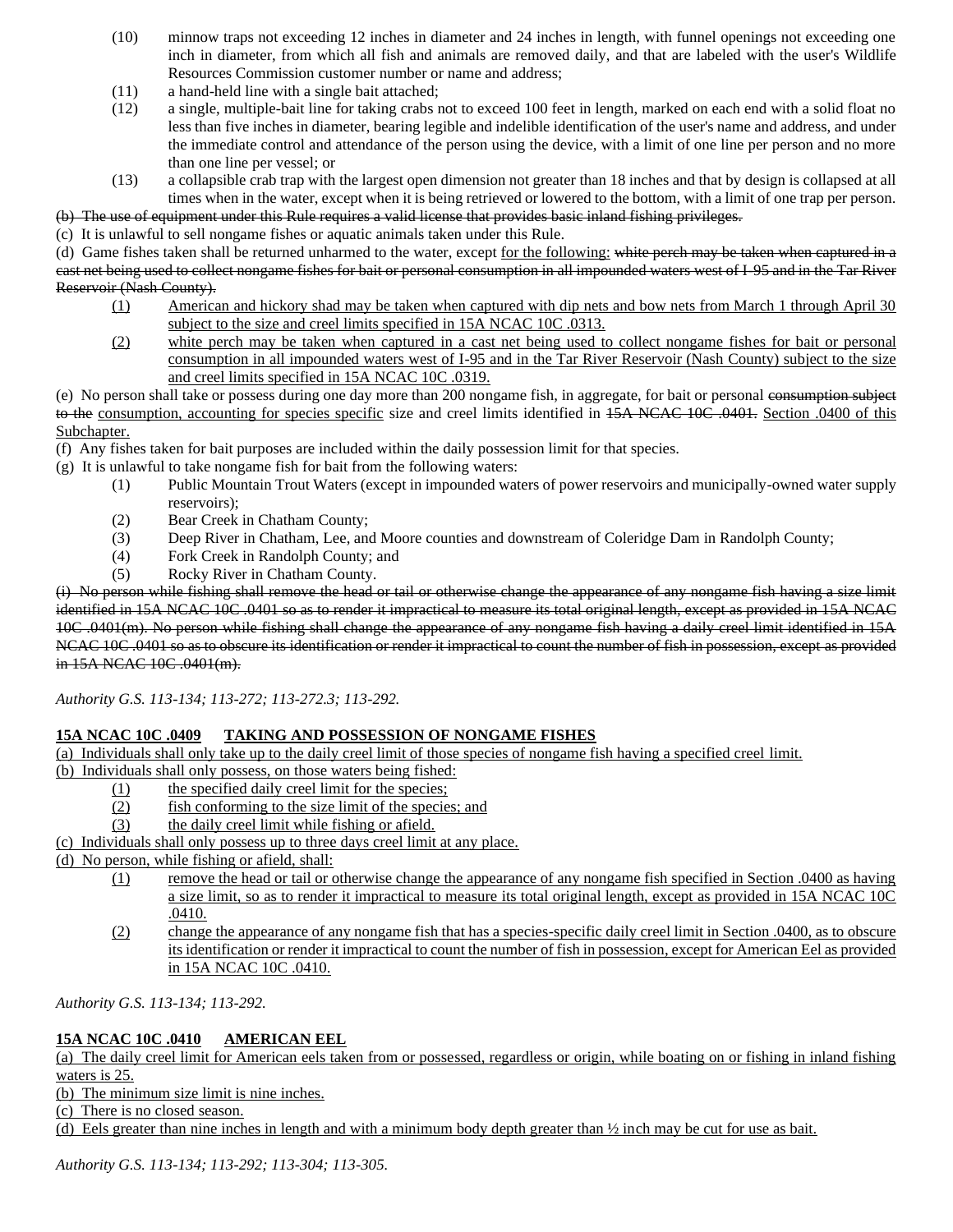(10) minnow traps not exceeding 12 inches in diameter and 24 inches in length, with funnel openings not exceeding one inch in diameter, from which all fish and animals are removed daily, and that are labeled with the user's Wildlife Resources Commission customer number or name and address;

(11) a hand-held line with a single bait attached;

(12) a single, multiple-bait line for taking crabs not to exceed 100 feet in length, marked on each end with a solid float no less than five inches in diameter, bearing legible and indelible identification of the user's name and address, and under the immediate control and attendance of the person using the device, with a limit of one line per person and no more than one line per vessel; or

(13) a collapsible crab trap with the largest open dimension not greater than 18 inches and that by design is collapsed at all times when in the water, except when it is being retrieved or lowered to the bottom, with a limit of one trap per person.

~~(b) The use of equipment under this Rule requires a valid license that provides basic inland fishing privileges.~~

(c) It is unlawful to sell nongame fishes or aquatic animals taken under this Rule.

(d) Game fishes taken shall be returned unharmed to the water, except for the following: ~~white perch may be taken when captured in a cast net being used to collect nongame fishes for bait or personal consumption in all impounded waters west of I-95 and in the Tar River Reservoir (Nash County).~~

(1) American and hickory shad may be taken when captured with dip nets and bow nets from March 1 through April 30 subject to the size and creel limits specified in 15A NCAC 10C .0313.

(2) white perch may be taken when captured in a cast net being used to collect nongame fishes for bait or personal consumption in all impounded waters west of I-95 and in the Tar River Reservoir (Nash County) subject to the size and creel limits specified in 15A NCAC 10C .0319.

(e) No person shall take or possess during one day more than 200 nongame fish, in aggregate, for bait or personal ~~consumption subject to the~~ consumption, accounting for species specific size and creel limits identified in ~~15A NCAC 10C .0401.~~ Section .0400 of this Subchapter.

(f) Any fishes taken for bait purposes are included within the daily possession limit for that species.

(g) It is unlawful to take nongame fish for bait from the following waters:

(1) Public Mountain Trout Waters (except in impounded waters of power reservoirs and municipally-owned water supply reservoirs);

(2) Bear Creek in Chatham County;

(3) Deep River in Chatham, Lee, and Moore counties and downstream of Coleridge Dam in Randolph County;

(4) Fork Creek in Randolph County; and

(5) Rocky River in Chatham County.

~~(i) No person while fishing shall remove the head or tail or otherwise change the appearance of any nongame fish having a size limit identified in 15A NCAC 10C .0401 so as to render it impractical to measure its total original length, except as provided in 15A NCAC 10C .0401(m). No person while fishing shall change the appearance of any nongame fish having a daily creel limit identified in 15A NCAC 10C .0401 so as to obscure its identification or render it impractical to count the number of fish in possession, except as provided in 15A NCAC 10C .0401(m).~~

*Authority G.S. 113-134; 113-272; 113-272.3; 113-292.*

## 15A NCAC 10C .0409 TAKING AND POSSESSION OF NONGAME FISHES

(a) Individuals shall only take up to the daily creel limit of those species of nongame fish having a specified creel limit.

(b) Individuals shall only possess, on those waters being fished:

(1) the specified daily creel limit for the species;

(2) fish conforming to the size limit of the species; and

(3) the daily creel limit while fishing or afield.

(c) Individuals shall only possess up to three days creel limit at any place.

(d) No person, while fishing or afield, shall:

(1) remove the head or tail or otherwise change the appearance of any nongame fish specified in Section .0400 as having a size limit, so as to render it impractical to measure its total original length, except as provided in 15A NCAC 10C .0410.

(2) change the appearance of any nongame fish that has a species-specific daily creel limit in Section .0400, as to obscure its identification or render it impractical to count the number of fish in possession, except for American Eel as provided in 15A NCAC 10C .0410.

*Authority G.S. 113-134; 113-292.*

## 15A NCAC 10C .0410 AMERICAN EEL

(a) The daily creel limit for American eels taken from or possessed, regardless or origin, while boating on or fishing in inland fishing waters is 25.

(b) The minimum size limit is nine inches.

(c) There is no closed season.

(d) Eels greater than nine inches in length and with a minimum body depth greater than ½ inch may be cut for use as bait.

*Authority G.S. 113-134; 113-292; 113-304; 113-305.*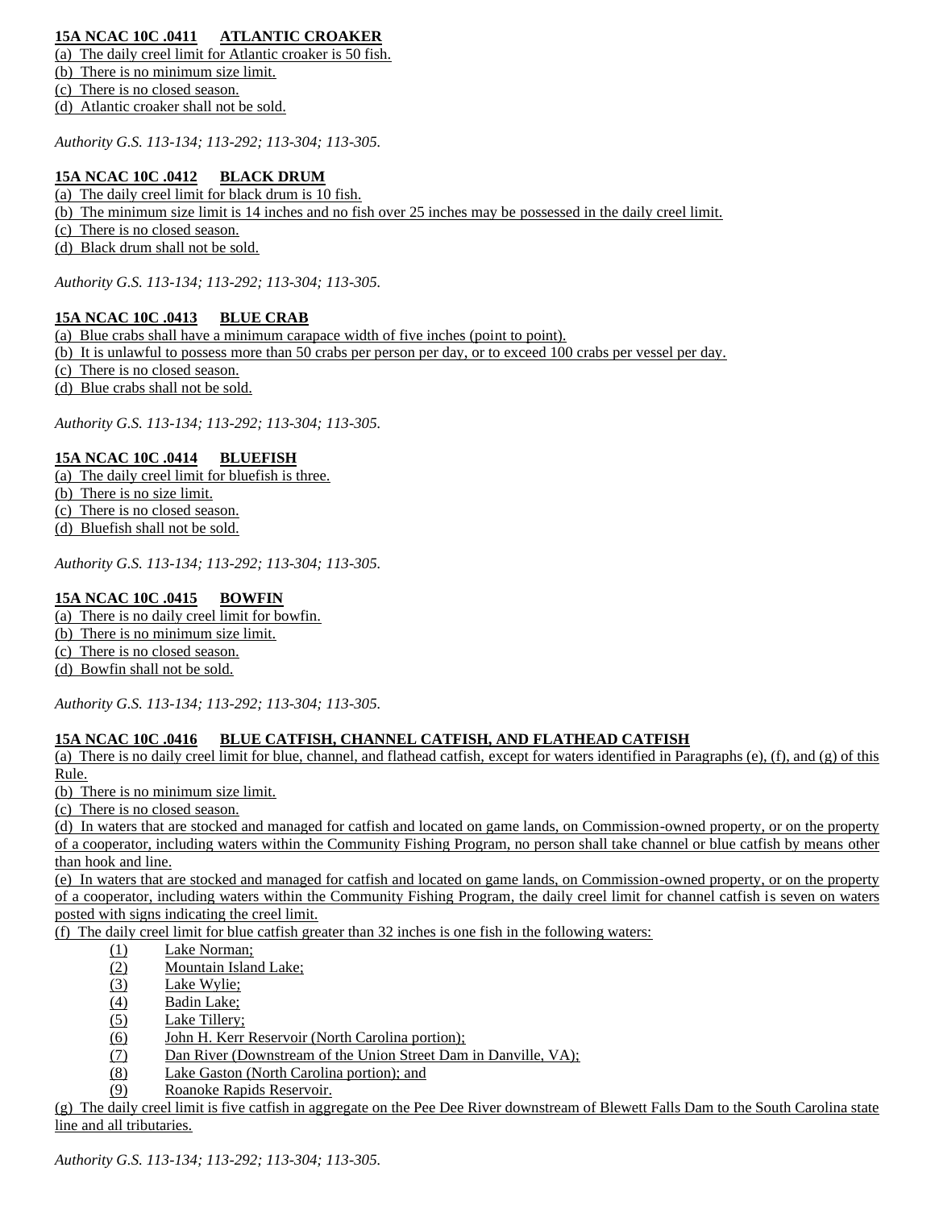**15A NCAC 10C .0411 ATLANTIC CROAKER**

(a) The daily creel limit for Atlantic croaker is 50 fish.
(b) There is no minimum size limit.
(c) There is no closed season.
(d) Atlantic croaker shall not be sold.

*Authority G.S. 113-134; 113-292; 113-304; 113-305.*

**15A NCAC 10C .0412 BLACK DRUM**

(a) The daily creel limit for black drum is 10 fish.
(b) The minimum size limit is 14 inches and no fish over 25 inches may be possessed in the daily creel limit.
(c) There is no closed season.
(d) Black drum shall not be sold.

*Authority G.S. 113-134; 113-292; 113-304; 113-305.*

**15A NCAC 10C .0413 BLUE CRAB**

(a) Blue crabs shall have a minimum carapace width of five inches (point to point).
(b) It is unlawful to possess more than 50 crabs per person per day, or to exceed 100 crabs per vessel per day.
(c) There is no closed season.
(d) Blue crabs shall not be sold.

*Authority G.S. 113-134; 113-292; 113-304; 113-305.*

**15A NCAC 10C .0414 BLUEFISH**

(a) The daily creel limit for bluefish is three.
(b) There is no size limit.
(c) There is no closed season.
(d) Bluefish shall not be sold.

*Authority G.S. 113-134; 113-292; 113-304; 113-305.*

**15A NCAC 10C .0415 BOWFIN**

(a) There is no daily creel limit for bowfin.
(b) There is no minimum size limit.
(c) There is no closed season.
(d) Bowfin shall not be sold.

*Authority G.S. 113-134; 113-292; 113-304; 113-305.*

**15A NCAC 10C .0416 BLUE CATFISH, CHANNEL CATFISH, AND FLATHEAD CATFISH**

(a) There is no daily creel limit for blue, channel, and flathead catfish, except for waters identified in Paragraphs (e), (f), and (g) of this Rule.
(b) There is no minimum size limit.
(c) There is no closed season.
(d) In waters that are stocked and managed for catfish and located on game lands, on Commission-owned property, or on the property of a cooperator, including waters within the Community Fishing Program, no person shall take channel or blue catfish by means other than hook and line.
(e) In waters that are stocked and managed for catfish and located on game lands, on Commission-owned property, or on the property of a cooperator, including waters within the Community Fishing Program, the daily creel limit for channel catfish is seven on waters posted with signs indicating the creel limit.
(f) The daily creel limit for blue catfish greater than 32 inches is one fish in the following waters:

(1) Lake Norman;
(2) Mountain Island Lake;
(3) Lake Wylie;
(4) Badin Lake;
(5) Lake Tillery;
(6) John H. Kerr Reservoir (North Carolina portion);
(7) Dan River (Downstream of the Union Street Dam in Danville, VA);
(8) Lake Gaston (North Carolina portion); and
(9) Roanoke Rapids Reservoir.

(g) The daily creel limit is five catfish in aggregate on the Pee Dee River downstream of Blewett Falls Dam to the South Carolina state line and all tributaries.

*Authority G.S. 113-134; 113-292; 113-304; 113-305.*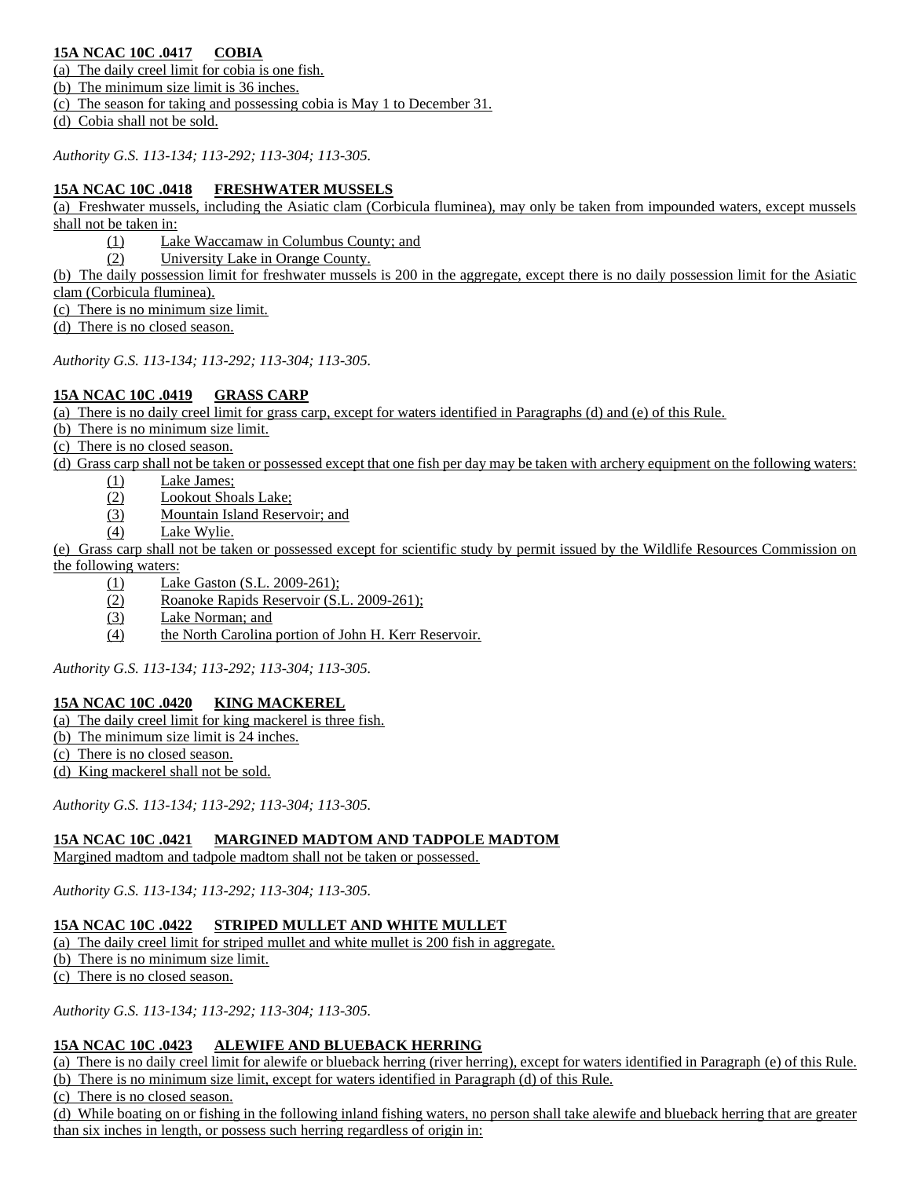**15A NCAC 10C .0417 COBIA**

(a) The daily creel limit for cobia is one fish.

(b) The minimum size limit is 36 inches.

(c) The season for taking and possessing cobia is May 1 to December 31.

(d) Cobia shall not be sold.

*Authority G.S. 113-134; 113-292; 113-304; 113-305.*

**15A NCAC 10C .0418 FRESHWATER MUSSELS**

(a) Freshwater mussels, including the Asiatic clam (Corbicula fluminea), may only be taken from impounded waters, except mussels shall not be taken in:

- (1) Lake Waccamaw in Columbus County; and
- (2) University Lake in Orange County.

(b) The daily possession limit for freshwater mussels is 200 in the aggregate, except there is no daily possession limit for the Asiatic clam (Corbicula fluminea).

(c) There is no minimum size limit.

(d) There is no closed season.

*Authority G.S. 113-134; 113-292; 113-304; 113-305.*

**15A NCAC 10C .0419 GRASS CARP**

(a) There is no daily creel limit for grass carp, except for waters identified in Paragraphs (d) and (e) of this Rule.

(b) There is no minimum size limit.

(c) There is no closed season.

(d) Grass carp shall not be taken or possessed except that one fish per day may be taken with archery equipment on the following waters:

- (1) Lake James;
- (2) Lookout Shoals Lake;
- (3) Mountain Island Reservoir; and
- (4) Lake Wylie.

(e) Grass carp shall not be taken or possessed except for scientific study by permit issued by the Wildlife Resources Commission on the following waters:

- (1) Lake Gaston (S.L. 2009-261);
- (2) Roanoke Rapids Reservoir (S.L. 2009-261);
- (3) Lake Norman; and
- (4) the North Carolina portion of John H. Kerr Reservoir.

*Authority G.S. 113-134; 113-292; 113-304; 113-305.*

**15A NCAC 10C .0420 KING MACKEREL**

(a) The daily creel limit for king mackerel is three fish.

(b) The minimum size limit is 24 inches.

(c) There is no closed season.

(d) King mackerel shall not be sold.

*Authority G.S. 113-134; 113-292; 113-304; 113-305.*

**15A NCAC 10C .0421 MARGINED MADTOM AND TADPOLE MADTOM**

Margined madtom and tadpole madtom shall not be taken or possessed.

*Authority G.S. 113-134; 113-292; 113-304; 113-305.*

**15A NCAC 10C .0422 STRIPED MULLET AND WHITE MULLET**

(a) The daily creel limit for striped mullet and white mullet is 200 fish in aggregate.

(b) There is no minimum size limit.

(c) There is no closed season.

*Authority G.S. 113-134; 113-292; 113-304; 113-305.*

**15A NCAC 10C .0423 ALEWIFE AND BLUEBACK HERRING**

(a) There is no daily creel limit for alewife or blueback herring (river herring), except for waters identified in Paragraph (e) of this Rule.

(b) There is no minimum size limit, except for waters identified in Paragraph (d) of this Rule.

(c) There is no closed season.

(d) While boating on or fishing in the following inland fishing waters, no person shall take alewife and blueback herring that are greater than six inches in length, or possess such herring regardless of origin in: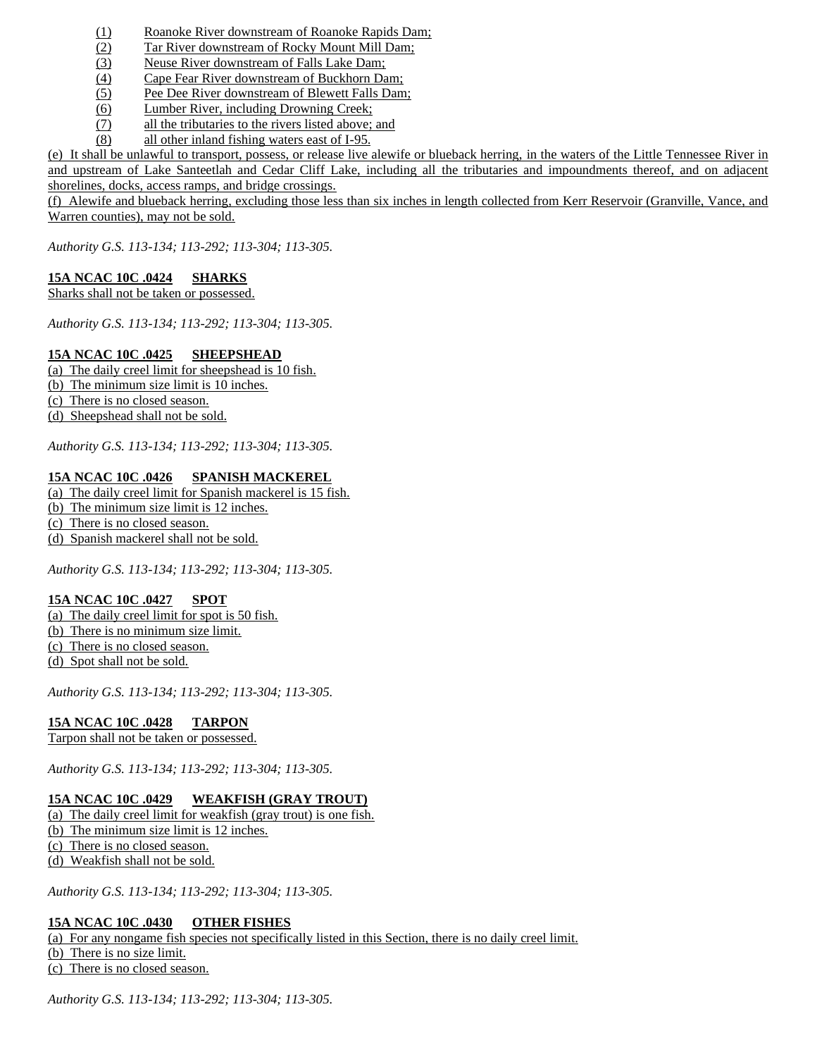(1) Roanoke River downstream of Roanoke Rapids Dam;
(2) Tar River downstream of Rocky Mount Mill Dam;
(3) Neuse River downstream of Falls Lake Dam;
(4) Cape Fear River downstream of Buckhorn Dam;
(5) Pee Dee River downstream of Blewett Falls Dam;
(6) Lumber River, including Drowning Creek;
(7) all the tributaries to the rivers listed above; and
(8) all other inland fishing waters east of I-95.

(e) It shall be unlawful to transport, possess, or release live alewife or blueback herring, in the waters of the Little Tennessee River in and upstream of Lake Santeetlah and Cedar Cliff Lake, including all the tributaries and impoundments thereof, and on adjacent shorelines, docks, access ramps, and bridge crossings.

(f) Alewife and blueback herring, excluding those less than six inches in length collected from Kerr Reservoir (Granville, Vance, and Warren counties), may not be sold.

*Authority G.S. 113-134; 113-292; 113-304; 113-305.*

**15A NCAC 10C .0424 SHARKS**

Sharks shall not be taken or possessed.

*Authority G.S. 113-134; 113-292; 113-304; 113-305.*

**15A NCAC 10C .0425 SHEEPSHEAD**

(a) The daily creel limit for sheepshead is 10 fish.
(b) The minimum size limit is 10 inches.
(c) There is no closed season.
(d) Sheepshead shall not be sold.

*Authority G.S. 113-134; 113-292; 113-304; 113-305.*

**15A NCAC 10C .0426 SPANISH MACKEREL**

(a) The daily creel limit for Spanish mackerel is 15 fish.
(b) The minimum size limit is 12 inches.
(c) There is no closed season.
(d) Spanish mackerel shall not be sold.

*Authority G.S. 113-134; 113-292; 113-304; 113-305.*

**15A NCAC 10C .0427 SPOT**

(a) The daily creel limit for spot is 50 fish.
(b) There is no minimum size limit.
(c) There is no closed season.
(d) Spot shall not be sold.

*Authority G.S. 113-134; 113-292; 113-304; 113-305.*

**15A NCAC 10C .0428 TARPON**

Tarpon shall not be taken or possessed.

*Authority G.S. 113-134; 113-292; 113-304; 113-305.*

**15A NCAC 10C .0429 WEAKFISH (GRAY TROUT)**

(a) The daily creel limit for weakfish (gray trout) is one fish.
(b) The minimum size limit is 12 inches.
(c) There is no closed season.
(d) Weakfish shall not be sold.

*Authority G.S. 113-134; 113-292; 113-304; 113-305.*

**15A NCAC 10C .0430 OTHER FISHES**

(a) For any nongame fish species not specifically listed in this Section, there is no daily creel limit.
(b) There is no size limit.
(c) There is no closed season.

*Authority G.S. 113-134; 113-292; 113-304; 113-305.*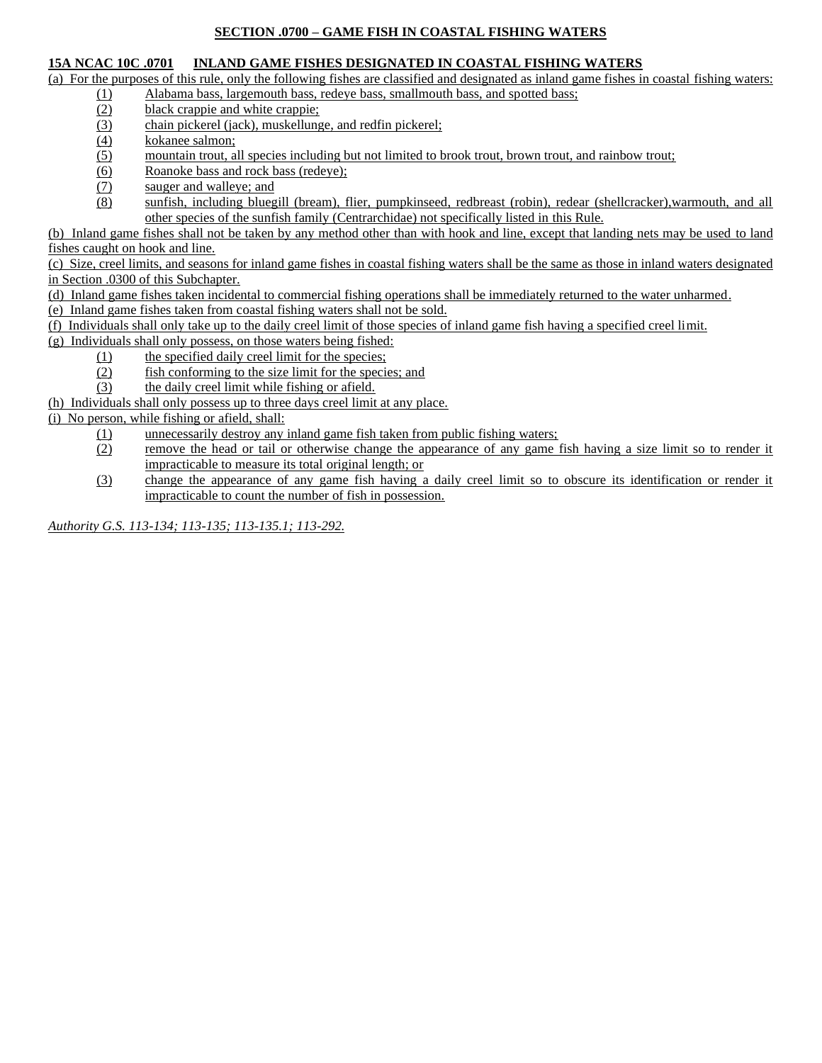## SECTION .0700 – GAME FISH IN COASTAL FISHING WATERS

### 15A NCAC 10C .0701 INLAND GAME FISHES DESIGNATED IN COASTAL FISHING WATERS

(a) For the purposes of this rule, only the following fishes are classified and designated as inland game fishes in coastal fishing waters:

- (1) Alabama bass, largemouth bass, redeye bass, smallmouth bass, and spotted bass;
- (2) black crappie and white crappie;
- (3) chain pickerel (jack), muskellunge, and redfin pickerel;
- (4) kokanee salmon;
- (5) mountain trout, all species including but not limited to brook trout, brown trout, and rainbow trout;
- (6) Roanoke bass and rock bass (redeye);
- (7) sauger and walleye; and
- (8) sunfish, including bluegill (bream), flier, pumpkinseed, redbreast (robin), redear (shellcracker),warmouth, and all other species of the sunfish family (Centrarchidae) not specifically listed in this Rule.

(b) Inland game fishes shall not be taken by any method other than with hook and line, except that landing nets may be used to land fishes caught on hook and line.

(c) Size, creel limits, and seasons for inland game fishes in coastal fishing waters shall be the same as those in inland waters designated in Section .0300 of this Subchapter.

(d) Inland game fishes taken incidental to commercial fishing operations shall be immediately returned to the water unharmed.

(e) Inland game fishes taken from coastal fishing waters shall not be sold.

(f) Individuals shall only take up to the daily creel limit of those species of inland game fish having a specified creel limit.

(g) Individuals shall only possess, on those waters being fished:

- (1) the specified daily creel limit for the species;
- (2) fish conforming to the size limit for the species; and
- (3) the daily creel limit while fishing or afield.

(h) Individuals shall only possess up to three days creel limit at any place.

(i) No person, while fishing or afield, shall:

- (1) unnecessarily destroy any inland game fish taken from public fishing waters;
- (2) remove the head or tail or otherwise change the appearance of any game fish having a size limit so to render it impracticable to measure its total original length; or
- (3) change the appearance of any game fish having a daily creel limit so to obscure its identification or render it impracticable to count the number of fish in possession.

*Authority G.S. 113-134; 113-135; 113-135.1; 113-292.*